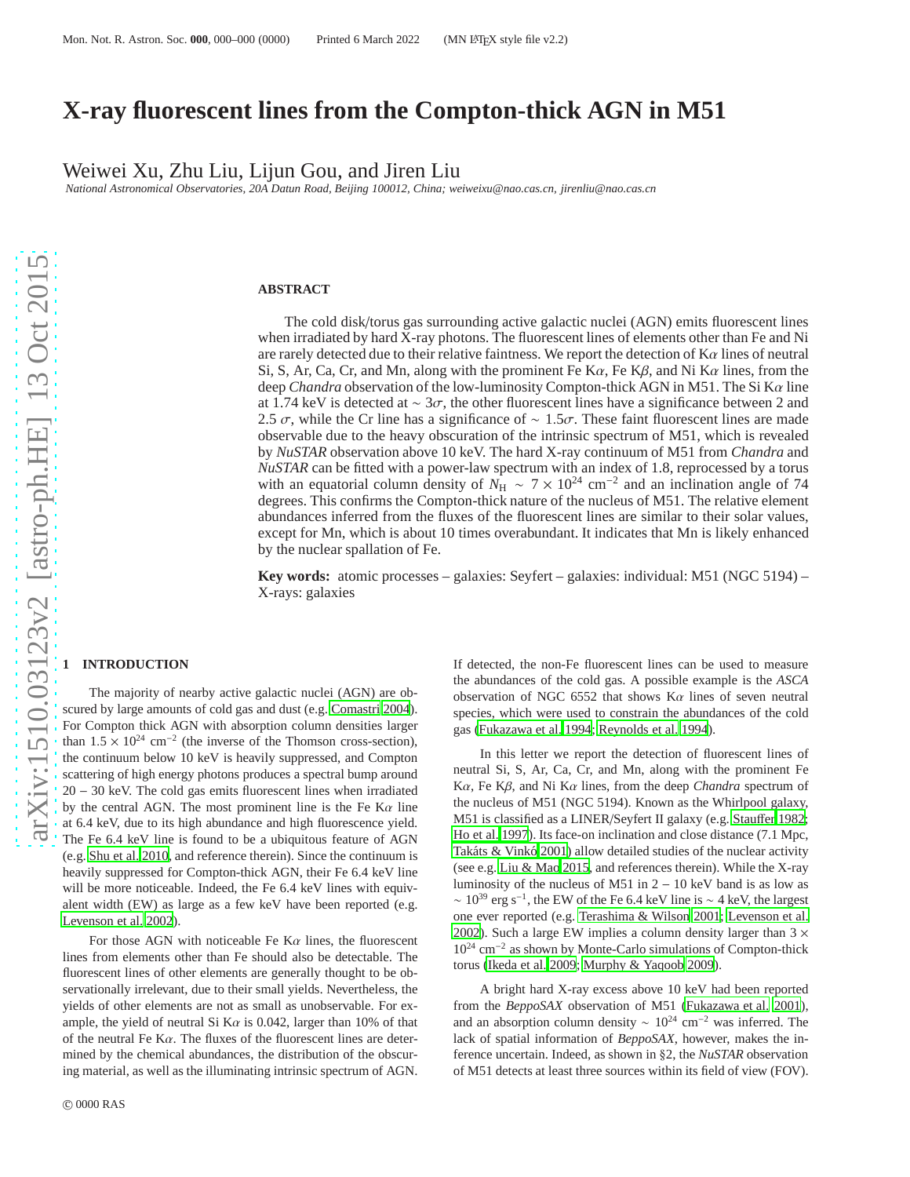# X-ray fluorescent lines from the Compton-thick AGN in M51

Weiwei Xu, Zhu Liu, Lijun Gou, and Jiren Liu

*National Astronomical Observatories, 20A Datun Road, Beijing 100012, China; weiweixu@nao.cas.cn, jirenliu@nao.cas.cn*

## ABSTRACT

The cold disk/torus gas surrounding active galactic nuclei (AGN) emits fluorescent lines when irradiated by hard X-ray photons. The fluorescent lines of elements other than Fe and Ni are rarely detected due to their relative faintness. We report the detection of K$\alpha$ lines of neutral Si, S, Ar, Ca, Cr, and Mn, along with the prominent Fe K$\alpha$, Fe K$\beta$, and Ni K$\alpha$ lines, from the deep *Chandra* observation of the low-luminosity Compton-thick AGN in M51. The Si K$\alpha$ line at 1.74 keV is detected at $\sim 3\sigma$, the other fluorescent lines have a significance between 2 and 2.5 $\sigma$, while the Cr line has a significance of $\sim 1.5\sigma$. These faint fluorescent lines are made observable due to the heavy obscuration of the intrinsic spectrum of M51, which is revealed by *NuSTAR* observation above 10 keV. The hard X-ray continuum of M51 from *Chandra* and *NuSTAR* can be fitted with a power-law spectrum with an index of 1.8, reprocessed by a torus with an equatorial column density of $N_{\rm H} \sim 7 \times 10^{24}$ cm$^{-2}$ and an inclination angle of 74 degrees. This confirms the Compton-thick nature of the nucleus of M51. The relative element abundances inferred from the fluxes of the fluorescent lines are similar to their solar values, except for Mn, which is about 10 times overabundant. It indicates that Mn is likely enhanced by the nuclear spallation of Fe.

**Key words:** atomic processes – galaxies: Seyfert – galaxies: individual: M51 (NGC 5194) – X-rays: galaxies

## 1 INTRODUCTION

The majority of nearby active galactic nuclei (AGN) are obscured by large amounts of cold gas and dust (e.g. Comastri 2004). For Compton thick AGN with absorption column densities larger than $1.5 \times 10^{24}$ cm$^{-2}$ (the inverse of the Thomson cross-section), the continuum below 10 keV is heavily suppressed, and Compton scattering of high energy photons produces a spectral bump around 20 – 30 keV. The cold gas emits fluorescent lines when irradiated by the central AGN. The most prominent line is the Fe K$\alpha$ line at 6.4 keV, due to its high abundance and high fluorescence yield. The Fe 6.4 keV line is found to be a ubiquitous feature of AGN (e.g. Shu et al. 2010, and reference therein). Since the continuum is heavily suppressed for Compton-thick AGN, their Fe 6.4 keV line will be more noticeable. Indeed, the Fe 6.4 keV lines with equivalent width (EW) as large as a few keV have been reported (e.g. Levenson et al. 2002).

For those AGN with noticeable Fe K$\alpha$ lines, the fluorescent lines from elements other than Fe should also be detectable. The fluorescent lines of other elements are generally thought to be observationally irrelevant, due to their small yields. Nevertheless, the yields of other elements are not as small as unobservable. For example, the yield of neutral Si K$\alpha$ is 0.042, larger than 10% of that of the neutral Fe K$\alpha$. The fluxes of the fluorescent lines are determined by the chemical abundances, the distribution of the obscuring material, as well as the illuminating intrinsic spectrum of AGN. If detected, the non-Fe fluorescent lines can be used to measure the abundances of the cold gas. A possible example is the *ASCA* observation of NGC 6552 that shows K$\alpha$ lines of seven neutral species, which were used to constrain the abundances of the cold gas (Fukazawa et al. 1994; Reynolds et al. 1994).

In this letter we report the detection of fluorescent lines of neutral Si, S, Ar, Ca, Cr, and Mn, along with the prominent Fe K$\alpha$, Fe K$\beta$, and Ni K$\alpha$ lines, from the deep *Chandra* spectrum of the nucleus of M51 (NGC 5194). Known as the Whirlpool galaxy, M51 is classified as a LINER/Seyfert II galaxy (e.g. Stauffer 1982; Ho et al. 1997). Its face-on inclination and close distance (7.1 Mpc, Takáts & Vinkó 2001) allow detailed studies of the nuclear activity (see e.g. Liu & Mao 2015, and references therein). While the X-ray luminosity of the nucleus of M51 in 2 – 10 keV band is as low as $\sim 10^{39}$ erg s$^{-1}$, the EW of the Fe 6.4 keV line is $\sim 4$ keV, the largest one ever reported (e.g. Terashima & Wilson 2001; Levenson et al. 2002). Such a large EW implies a column density larger than $3 \times 10^{24}$ cm$^{-2}$ as shown by Monte-Carlo simulations of Compton-thick torus (Ikeda et al. 2009; Murphy & Yaqoob 2009).

A bright hard X-ray excess above 10 keV had been reported from the *BeppoSAX* observation of M51 (Fukazawa et al. 2001), and an absorption column density $\sim 10^{24}$ cm$^{-2}$ was inferred. The lack of spatial information of *BeppoSAX*, however, makes the inference uncertain. Indeed, as shown in §2, the *NuSTAR* observation of M51 detects at least three sources within its field of view (FOV).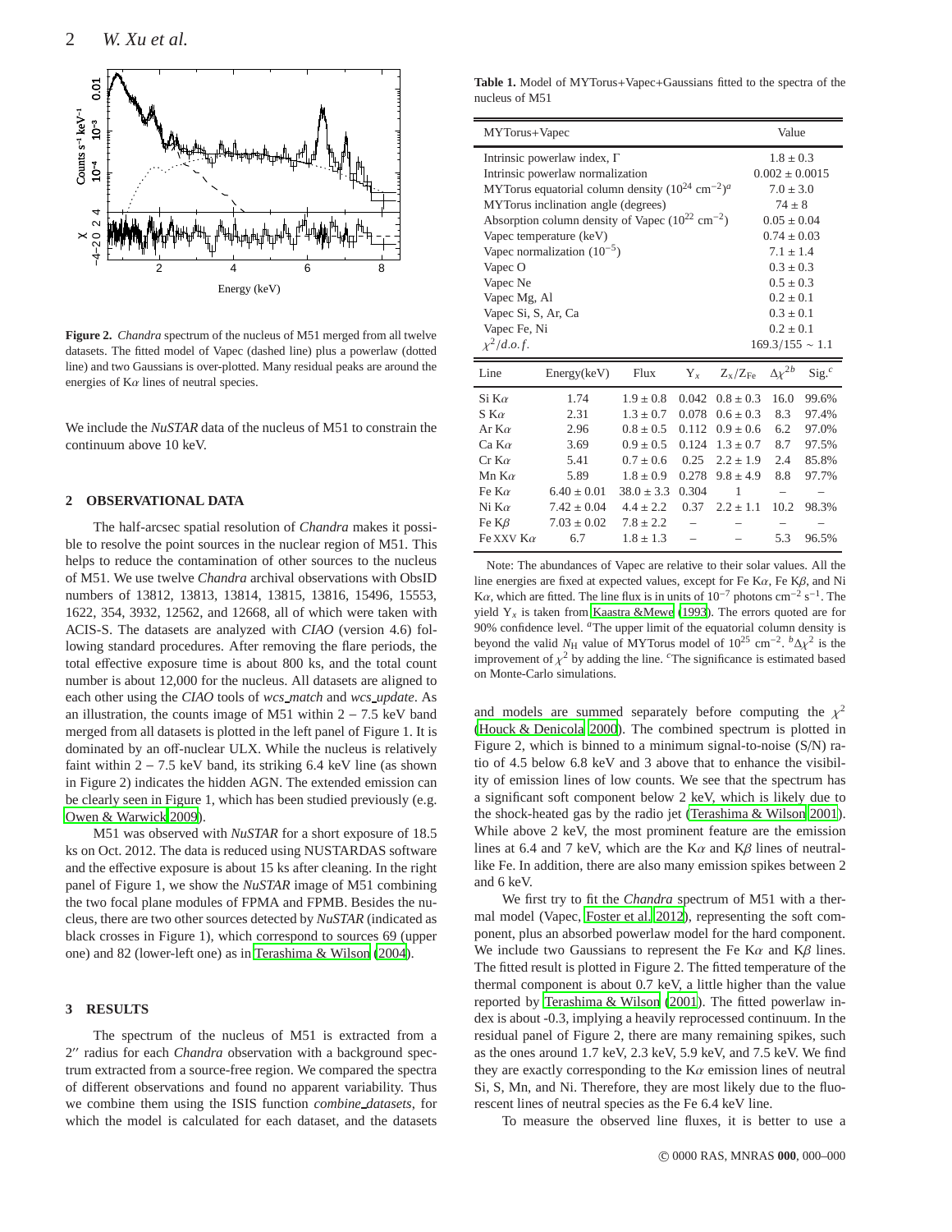**Figure 2.** *Chandra* spectrum of the nucleus of M51 merged from all twelve datasets. The fitted model of Vapec (dashed line) plus a powerlaw (dotted line) and two Gaussians is over-plotted. Many residual peaks are around the energies of K$\alpha$ lines of neutral species.

We include the *NuSTAR* data of the nucleus of M51 to constrain the continuum above 10 keV.

## 2 OBSERVATIONAL DATA

The half-arcsec spatial resolution of *Chandra* makes it possible to resolve the point sources in the nuclear region of M51. This helps to reduce the contamination of other sources to the nucleus of M51. We use twelve *Chandra* archival observations with ObsID numbers of 13812, 13813, 13814, 13815, 13816, 15496, 15553, 1622, 354, 3932, 12562, and 12668, all of which were taken with ACIS-S. The datasets are analyzed with *CIAO* (version 4.6) following standard procedures. After removing the flare periods, the total effective exposure time is about 800 ks, and the total count number is about 12,000 for the nucleus. All datasets are aligned to each other using the *CIAO* tools of *wcs_match* and *wcs_update*. As an illustration, the counts image of M51 within 2 – 7.5 keV band merged from all datasets is plotted in the left panel of Figure 1. It is dominated by an off-nuclear ULX. While the nucleus is relatively faint within 2 – 7.5 keV band, its striking 6.4 keV line (as shown in Figure 2) indicates the hidden AGN. The extended emission can be clearly seen in Figure 1, which has been studied previously (e.g. Owen & Warwick 2009).

M51 was observed with *NuSTAR* for a short exposure of 18.5 ks on Oct. 2012. The data is reduced using NUSTARDAS software and the effective exposure is about 15 ks after cleaning. In the right panel of Figure 1, we show the *NuSTAR* image of M51 combining the two focal plane modules of FPMA and FPMB. Besides the nucleus, there are two other sources detected by *NuSTAR* (indicated as black crosses in Figure 1), which correspond to sources 69 (upper one) and 82 (lower-left one) as in Terashima & Wilson (2004).

## 3 RESULTS

The spectrum of the nucleus of M51 is extracted from a 2′′ radius for each *Chandra* observation with a background spectrum extracted from a source-free region. We compared the spectra of different observations and found no apparent variability. Thus we combine them using the ISIS function *combine_datasets*, for which the model is calculated for each dataset, and the datasets and models are summed separately before computing the $\chi^2$ (Houck & Denicola 2000). The combined spectrum is plotted in Figure 2, which is binned to a minimum signal-to-noise (S/N) ratio of 4.5 below 6.8 keV and 3 above that to enhance the visibility of emission lines of low counts. We see that the spectrum has a significant soft component below 2 keV, which is likely due to the shock-heated gas by the radio jet (Terashima & Wilson 2001). While above 2 keV, the most prominent feature are the emission lines at 6.4 and 7 keV, which are the K$\alpha$ and K$\beta$ lines of neutral-like Fe. In addition, there are also many emission spikes between 2 and 6 keV.

We first try to fit the *Chandra* spectrum of M51 with a thermal model (Vapec, Foster et al. 2012), representing the soft component, plus an absorbed powerlaw model for the hard component. We include two Gaussians to represent the Fe K$\alpha$ and K$\beta$ lines. The fitted result is plotted in Figure 2. The fitted temperature of the thermal component is about 0.7 keV, a little higher than the value reported by Terashima & Wilson (2001). The fitted powerlaw index is about -0.3, implying a heavily reprocessed continuum. In the residual panel of Figure 2, there are many remaining spikes, such as the ones around 1.7 keV, 2.3 keV, 5.9 keV, and 7.5 keV. We find they are exactly corresponding to the K$\alpha$ emission lines of neutral Si, S, Mn, and Ni. Therefore, they are most likely due to the fluorescent lines of neutral species as the Fe 6.4 keV line.

To measure the observed line fluxes, it is better to use a

**Table 1.** Model of MYTorus+Vapec+Gaussians fitted to the spectra of the nucleus of M51

| MYTorus+Vapec | Value |
|---|---|
| Intrinsic powerlaw index, $\Gamma$ | $1.8 \pm 0.3$ |
| Intrinsic powerlaw normalization | $0.002 \pm 0.0015$ |
| MYTorus equatorial column density ($10^{24}$ cm$^{-2}$)[a] | $7.0 \pm 3.0$ |
| MYTorus inclination angle (degrees) | $74 \pm 8$ |
| Absorption column density of Vapec ($10^{22}$ cm$^{-2}$) | $0.05 \pm 0.04$ |
| Vapec temperature (keV) | $0.74 \pm 0.03$ |
| Vapec normalization ($10^{-5}$) | $7.1 \pm 1.4$ |
| Vapec O | $0.3 \pm 0.3$ |
| Vapec Ne | $0.5 \pm 0.3$ |
| Vapec Mg, Al | $0.2 \pm 0.1$ |
| Vapec Si, S, Ar, Ca | $0.3 \pm 0.1$ |
| Vapec Fe, Ni | $0.2 \pm 0.1$ |
| $\chi^2/d.o.f.$ | $169.3/155 \sim 1.1$ |

| Line | Energy(keV) | Flux | $Y_x$ | $Z_x/Z_{Fe}$ | $\Delta\chi^{2b}$ | Sig.[c] |
|---|---|---|---|---|---|---|
| Si K$\alpha$ | 1.74 | $1.9 \pm 0.8$ | 0.042 | $0.8 \pm 0.3$ | 16.0 | 99.6% |
| S K$\alpha$ | 2.31 | $1.3 \pm 0.7$ | 0.078 | $0.6 \pm 0.3$ | 8.3 | 97.4% |
| Ar K$\alpha$ | 2.96 | $0.8 \pm 0.5$ | 0.112 | $0.9 \pm 0.6$ | 6.2 | 97.0% |
| Ca K$\alpha$ | 3.69 | $0.9 \pm 0.5$ | 0.124 | $1.3 \pm 0.7$ | 8.7 | 97.5% |
| Cr K$\alpha$ | 5.41 | $0.7 \pm 0.6$ | 0.25 | $2.2 \pm 1.9$ | 2.4 | 85.8% |
| Mn K$\alpha$ | 5.89 | $1.8 \pm 0.9$ | 0.278 | $9.8 \pm 4.9$ | 8.8 | 97.7% |
| Fe K$\alpha$ | $6.40 \pm 0.01$ | $38.0 \pm 3.3$ | 0.304 | 1 | – | – |
| Ni K$\alpha$ | $7.42 \pm 0.04$ | $4.4 \pm 2.2$ | 0.37 | $2.2 \pm 1.1$ | 10.2 | 98.3% |
| Fe K$\beta$ | $7.03 \pm 0.02$ | $7.8 \pm 2.2$ | – | – | – | – |
| Fe XXV K$\alpha$ | 6.7 | $1.8 \pm 1.3$ | – | – | 5.3 | 96.5% |

Note: The abundances of Vapec are relative to their solar values. All the line energies are fixed at expected values, except for Fe K$\alpha$, Fe K$\beta$, and Ni K$\alpha$, which are fitted. The line flux is in units of $10^{-7}$ photons cm$^{-2}$ s$^{-1}$. The yield $Y_x$ is taken from Kaastra &Mewe (1993). The errors quoted are for 90% confidence level. [a]The upper limit of the equatorial column density is beyond the valid $N_H$ value of MYTorus model of $10^{25}$ cm$^{-2}$. [b]$\Delta\chi^2$ is the improvement of $\chi^2$ by adding the line. [c]The significance is estimated based on Monte-Carlo simulations.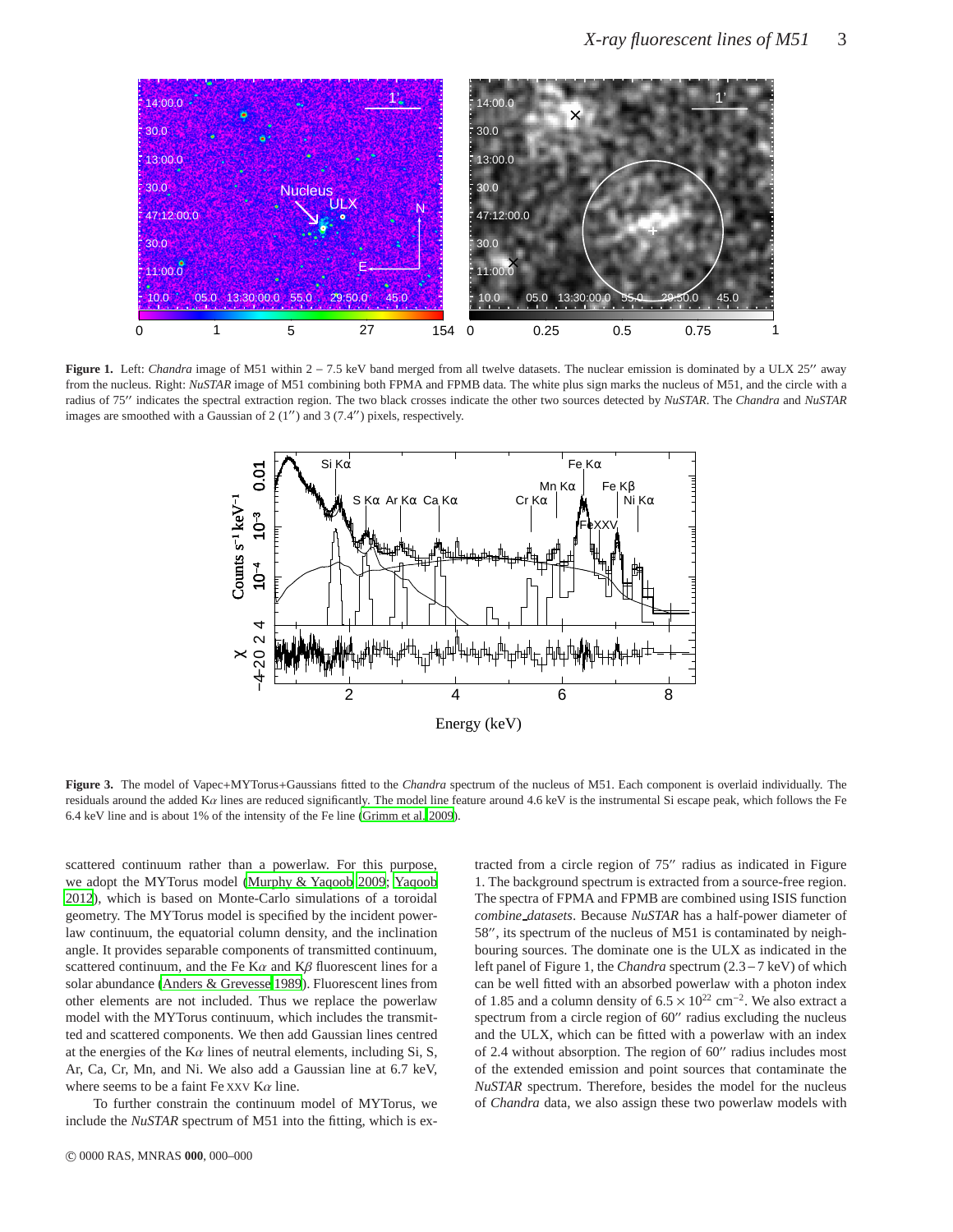**Figure 1.** Left: *Chandra* image of M51 within 2 – 7.5 keV band merged from all twelve datasets. The nuclear emission is dominated by a ULX 25″ away from the nucleus. Right: *NuSTAR* image of M51 combining both FPMA and FPMB data. The white plus sign marks the nucleus of M51, and the circle with a radius of 75″ indicates the spectral extraction region. The two black crosses indicate the other two sources detected by *NuSTAR*. The *Chandra* and *NuSTAR* images are smoothed with a Gaussian of 2 (1″) and 3 (7.4″) pixels, respectively.

**Figure 3.** The model of Vapec+MYTorus+Gaussians fitted to the *Chandra* spectrum of the nucleus of M51. Each component is overlaid individually. The residuals around the added K$\alpha$ lines are reduced significantly. The model line feature around 4.6 keV is the instrumental Si escape peak, which follows the Fe 6.4 keV line and is about 1% of the intensity of the Fe line (Grimm et al. 2009).

scattered continuum rather than a powerlaw. For this purpose, we adopt the MYTorus model (Murphy & Yaqoob 2009; Yaqoob 2012), which is based on Monte-Carlo simulations of a toroidal geometry. The MYTorus model is specified by the incident power-law continuum, the equatorial column density, and the inclination angle. It provides separable components of transmitted continuum, scattered continuum, and the Fe K$\alpha$ and K$\beta$ fluorescent lines for a solar abundance (Anders & Grevesse 1989). Fluorescent lines from other elements are not included. Thus we replace the powerlaw model with the MYTorus continuum, which includes the transmitted and scattered components. We then add Gaussian lines centred at the energies of the K$\alpha$ lines of neutral elements, including Si, S, Ar, Ca, Cr, Mn, and Ni. We also add a Gaussian line at 6.7 keV, where seems to be a faint Fe XXV K$\alpha$ line.

To further constrain the continuum model of MYTorus, we include the *NuSTAR* spectrum of M51 into the fitting, which is extracted from a circle region of 75″ radius as indicated in Figure 1. The background spectrum is extracted from a source-free region. The spectra of FPMA and FPMB are combined using ISIS function *combine_datasets*. Because *NuSTAR* has a half-power diameter of 58″, its spectrum of the nucleus of M51 is contaminated by neighbouring sources. The dominate one is the ULX as indicated in the left panel of Figure 1, the *Chandra* spectrum (2.3 – 7 keV) of which can be well fitted with an absorbed powerlaw with a photon index of 1.85 and a column density of $6.5 \times 10^{22}$ cm$^{-2}$. We also extract a spectrum from a circle region of 60″ radius excluding the nucleus and the ULX, which can be fitted with a powerlaw with an index of 2.4 without absorption. The region of 60″ radius includes most of the extended emission and point sources that contaminate the *NuSTAR* spectrum. Therefore, besides the model for the nucleus of *Chandra* data, we also assign these two powerlaw models with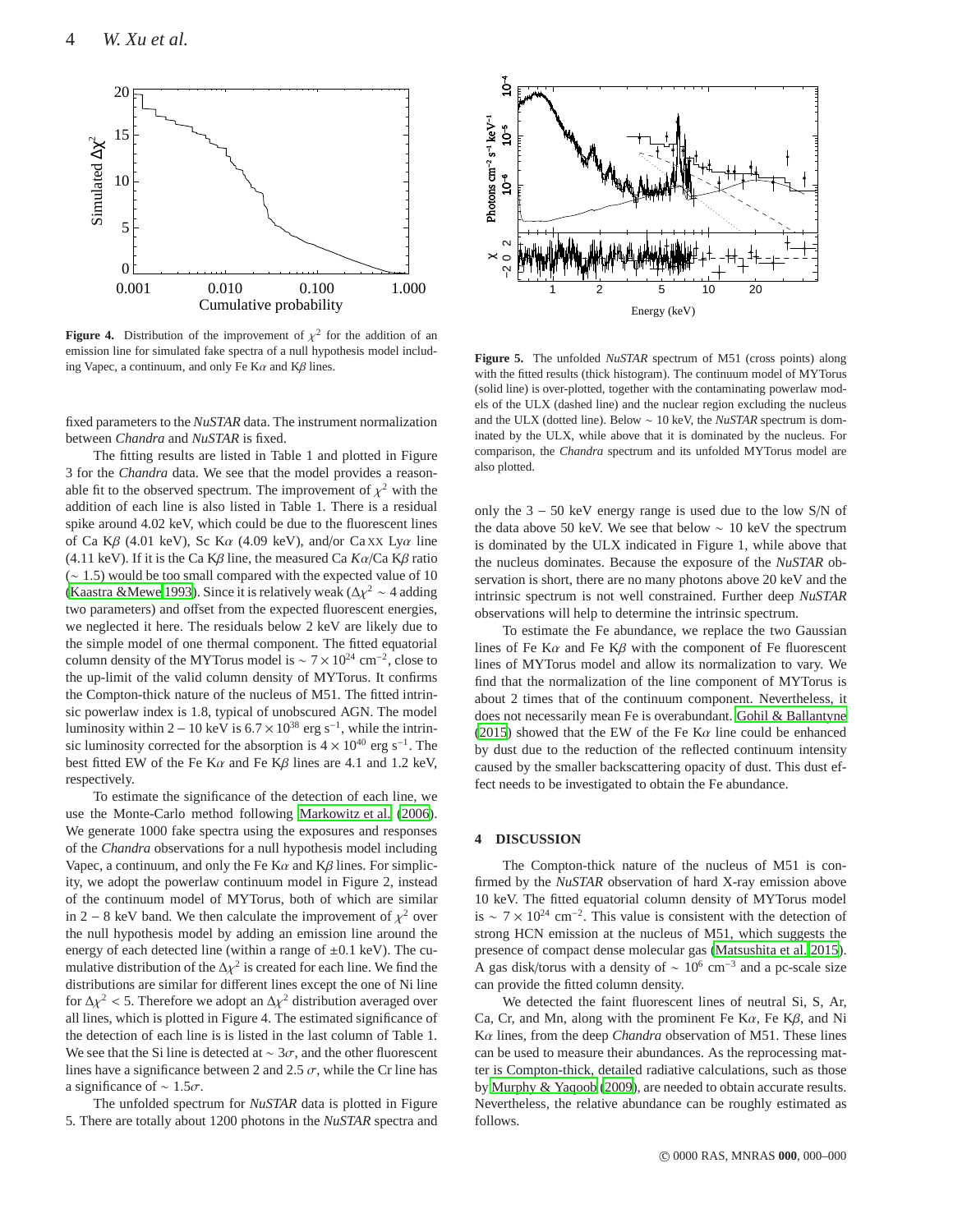**Figure 4.** Distribution of the improvement of $\chi^2$ for the addition of an emission line for simulated fake spectra of a null hypothesis model including Vapec, a continuum, and only Fe K$\alpha$ and K$\beta$ lines.

**Figure 5.** The unfolded *NuSTAR* spectrum of M51 (cross points) along with the fitted results (thick histogram). The continuum model of MYTorus (solid line) is over-plotted, together with the contaminating powerlaw models of the ULX (dashed line) and the nuclear region excluding the nucleus and the ULX (dotted line). Below $\sim$ 10 keV, the *NuSTAR* spectrum is dominated by the ULX, while above that it is dominated by the nucleus. For comparison, the *Chandra* spectrum and its unfolded MYTorus model are also plotted.

fixed parameters to the *NuSTAR* data. The instrument normalization between *Chandra* and *NuSTAR* is fixed.

The fitting results are listed in Table 1 and plotted in Figure 3 for the *Chandra* data. We see that the model provides a reasonable fit to the observed spectrum. The improvement of $\chi^2$ with the addition of each line is also listed in Table 1. There is a residual spike around 4.02 keV, which could be due to the fluorescent lines of Ca K$\beta$ (4.01 keV), Sc K$\alpha$ (4.09 keV), and/or Ca XX Ly$\alpha$ line (4.11 keV). If it is the Ca K$\beta$ line, the measured Ca $K\alpha$/Ca K$\beta$ ratio ($\sim$ 1.5) would be too small compared with the expected value of 10 (Kaastra &Mewe 1993). Since it is relatively weak ($\Delta\chi^2 \sim 4$ adding two parameters) and offset from the expected fluorescent energies, we neglected it here. The residuals below 2 keV are likely due to the simple model of one thermal component. The fitted equatorial column density of the MYTorus model is $\sim 7 \times 10^{24}$ cm$^{-2}$, close to the up-limit of the valid column density of MYTorus. It confirms the Compton-thick nature of the nucleus of M51. The fitted intrinsic powerlaw index is 1.8, typical of unobscured AGN. The model luminosity within $2-10$ keV is $6.7 \times 10^{38}$ erg s$^{-1}$, while the intrinsic luminosity corrected for the absorption is $4 \times 10^{40}$ erg s$^{-1}$. The best fitted EW of the Fe K$\alpha$ and Fe K$\beta$ lines are 4.1 and 1.2 keV, respectively.

To estimate the significance of the detection of each line, we use the Monte-Carlo method following Markowitz et al. (2006). We generate 1000 fake spectra using the exposures and responses of the *Chandra* observations for a null hypothesis model including Vapec, a continuum, and only the Fe K$\alpha$ and K$\beta$ lines. For simplicity, we adopt the powerlaw continuum model in Figure 2, instead of the continuum model of MYTorus, both of which are similar in $2-8$ keV band. We then calculate the improvement of $\chi^2$ over the null hypothesis model by adding an emission line around the energy of each detected line (within a range of $\pm$0.1 keV). The cumulative distribution of the $\Delta\chi^2$ is created for each line. We find the distributions are similar for different lines except the one of Ni line for $\Delta\chi^2 < 5$. Therefore we adopt an $\Delta\chi^2$ distribution averaged over all lines, which is plotted in Figure 4. The estimated significance of the detection of each line is is listed in the last column of Table 1. We see that the Si line is detected at $\sim 3\sigma$, and the other fluorescent lines have a significance between 2 and 2.5 $\sigma$, while the Cr line has a significance of $\sim 1.5\sigma$.

The unfolded spectrum for *NuSTAR* data is plotted in Figure 5. There are totally about 1200 photons in the *NuSTAR* spectra and only the $3-50$ keV energy range is used due to the low S/N of the data above 50 keV. We see that below $\sim$ 10 keV the spectrum is dominated by the ULX indicated in Figure 1, while above that the nucleus dominates. Because the exposure of the *NuSTAR* observation is short, there are no many photons above 20 keV and the intrinsic spectrum is not well constrained. Further deep *NuSTAR* observations will help to determine the intrinsic spectrum.

To estimate the Fe abundance, we replace the two Gaussian lines of Fe K$\alpha$ and Fe K$\beta$ with the component of Fe fluorescent lines of MYTorus model and allow its normalization to vary. We find that the normalization of the line component of MYTorus is about 2 times that of the continuum component. Nevertheless, it does not necessarily mean Fe is overabundant. Gohil & Ballantyne (2015) showed that the EW of the Fe K$\alpha$ line could be enhanced by dust due to the reduction of the reflected continuum intensity caused by the smaller backscattering opacity of dust. This dust effect needs to be investigated to obtain the Fe abundance.

## 4 DISCUSSION

The Compton-thick nature of the nucleus of M51 is confirmed by the *NuSTAR* observation of hard X-ray emission above 10 keV. The fitted equatorial column density of MYTorus model is $\sim 7 \times 10^{24}$ cm$^{-2}$. This value is consistent with the detection of strong HCN emission at the nucleus of M51, which suggests the presence of compact dense molecular gas (Matsushita et al. 2015). A gas disk/torus with a density of $\sim 10^6$ cm$^{-3}$ and a pc-scale size can provide the fitted column density.

We detected the faint fluorescent lines of neutral Si, S, Ar, Ca, Cr, and Mn, along with the prominent Fe K$\alpha$, Fe K$\beta$, and Ni K$\alpha$ lines, from the deep *Chandra* observation of M51. These lines can be used to measure their abundances. As the reprocessing matter is Compton-thick, detailed radiative calculations, such as those by Murphy & Yaqoob (2009), are needed to obtain accurate results. Nevertheless, the relative abundance can be roughly estimated as follows.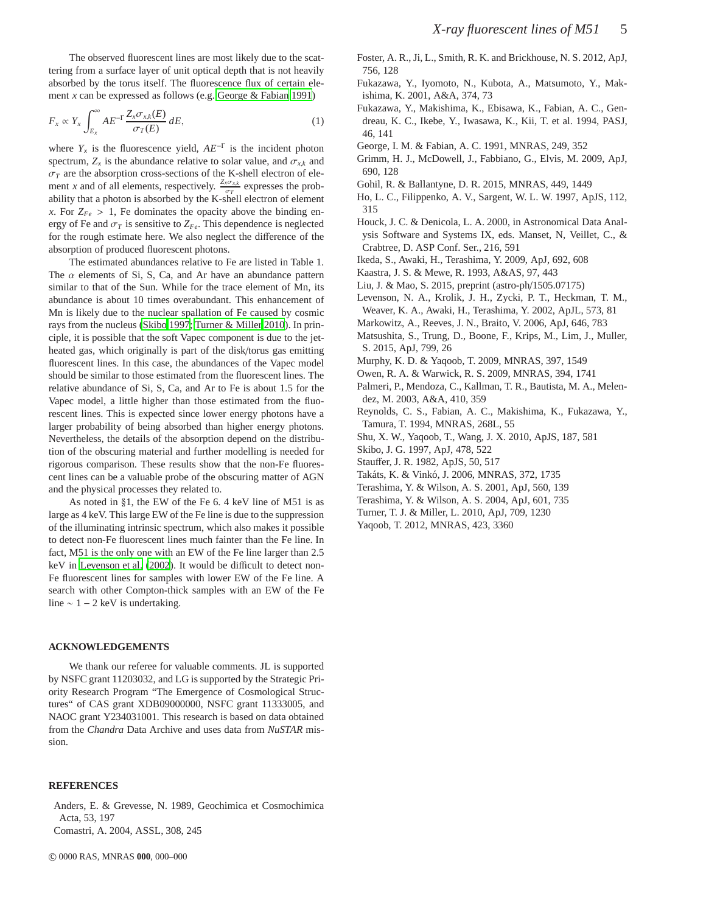The observed fluorescent lines are most likely due to the scattering from a surface layer of unit optical depth that is not heavily absorbed by the torus itself. The fluorescence flux of certain element $x$ can be expressed as follows (e.g. George & Fabian 1991)

$$F_x \propto Y_x \int_{E_x}^{\infty} AE^{-\Gamma} \frac{Z_x \sigma_{x,k}(E)}{\sigma_T(E)} \, dE, \tag{1}$$

where $Y_x$ is the fluorescence yield, $AE^{-\Gamma}$ is the incident photon spectrum, $Z_x$ is the abundance relative to solar value, and $\sigma_{x,k}$ and $\sigma_T$ are the absorption cross-sections of the K-shell electron of element $x$ and of all elements, respectively. $\frac{Z_x \sigma_{x,k}}{\sigma_T}$ expresses the probability that a photon is absorbed by the K-shell electron of element $x$. For $Z_{Fe} > 1$, Fe dominates the opacity above the binding energy of Fe and $\sigma_T$ is sensitive to $Z_{Fe}$. This dependence is neglected for the rough estimate here. We also neglect the difference of the absorption of produced fluorescent photons.

The estimated abundances relative to Fe are listed in Table 1. The $\alpha$ elements of Si, S, Ca, and Ar have an abundance pattern similar to that of the Sun. While for the trace element of Mn, its abundance is about 10 times overabundant. This enhancement of Mn is likely due to the nuclear spallation of Fe caused by cosmic rays from the nucleus (Skibo 1997; Turner & Miller 2010). In principle, it is possible that the soft Vapec component is due to the jet-heated gas, which originally is part of the disk/torus gas emitting fluorescent lines. In this case, the abundances of the Vapec model should be similar to those estimated from the fluorescent lines. The relative abundance of Si, S, Ca, and Ar to Fe is about 1.5 for the Vapec model, a little higher than those estimated from the fluorescent lines. This is expected since lower energy photons have a larger probability of being absorbed than higher energy photons. Nevertheless, the details of the absorption depend on the distribution of the obscuring material and further modelling is needed for rigorous comparison. These results show that the non-Fe fluorescent lines can be a valuable probe of the obscuring matter of AGN and the physical processes they related to.

As noted in §1, the EW of the Fe 6. 4 keV line of M51 is as large as 4 keV. This large EW of the Fe line is due to the suppression of the illuminating intrinsic spectrum, which also makes it possible to detect non-Fe fluorescent lines much fainter than the Fe line. In fact, M51 is the only one with an EW of the Fe line larger than 2.5 keV in Levenson et al. (2002). It would be difficult to detect non-Fe fluorescent lines for samples with lower EW of the Fe line. A search with other Compton-thick samples with an EW of the Fe line $\sim 1-2$ keV is undertaking.

## ACKNOWLEDGEMENTS

We thank our referee for valuable comments. JL is supported by NSFC grant 11203032, and LG is supported by the Strategic Priority Research Program "The Emergence of Cosmological Structures" of CAS grant XDB09000000, NSFC grant 11333005, and NAOC grant Y234031001. This research is based on data obtained from the *Chandra* Data Archive and uses data from *NuSTAR* mission.

## REFERENCES

Anders, E. & Grevesse, N. 1989, Geochimica et Cosmochimica Acta, 53, 197
Comastri, A. 2004, ASSL, 308, 245
Foster, A. R., Ji, L., Smith, R. K. and Brickhouse, N. S. 2012, ApJ, 756, 128
Fukazawa, Y., Iyomoto, N., Kubota, A., Matsumoto, Y., Makishima, K. 2001, A&A, 374, 73
Fukazawa, Y., Makishima, K., Ebisawa, K., Fabian, A. C., Gendreau, K. C., Ikebe, Y., Iwasawa, K., Kii, T. et al. 1994, PASJ, 46, 141
George, I. M. & Fabian, A. C. 1991, MNRAS, 249, 352
Grimm, H. J., McDowell, J., Fabbiano, G., Elvis, M. 2009, ApJ, 690, 128
Gohil, R. & Ballantyne, D. R. 2015, MNRAS, 449, 1449
Ho, L. C., Filippenko, A. V., Sargent, W. L. W. 1997, ApJS, 112, 315
Houck, J. C. & Denicola, L. A. 2000, in Astronomical Data Analysis Software and Systems IX, eds. Manset, N, Veillet, C., & Crabtree, D. ASP Conf. Ser., 216, 591
Ikeda, S., Awaki, H., Terashima, Y. 2009, ApJ, 692, 608
Kaastra, J. S. & Mewe, R. 1993, A&AS, 97, 443
Liu, J. & Mao, S. 2015, preprint (astro-ph/1505.07175)
Levenson, N. A., Krolik, J. H., Zycki, P. T., Heckman, T. M., Weaver, K. A., Awaki, H., Terashima, Y. 2002, ApJL, 573, 81
Markowitz, A., Reeves, J. N., Braito, V. 2006, ApJ, 646, 783
Matsushita, S., Trung, D., Boone, F., Krips, M., Lim, J., Muller, S. 2015, ApJ, 799, 26
Murphy, K. D. & Yaqoob, T. 2009, MNRAS, 397, 1549
Owen, R. A. & Warwick, R. S. 2009, MNRAS, 394, 1741
Palmeri, P., Mendoza, C., Kallman, T. R., Bautista, M. A., Melendez, M. 2003, A&A, 410, 359
Reynolds, C. S., Fabian, A. C., Makishima, K., Fukazawa, Y., Tamura, T. 1994, MNRAS, 268L, 55
Shu, X. W., Yaqoob, T., Wang, J. X. 2010, ApJS, 187, 581
Skibo, J. G. 1997, ApJ, 478, 522
Stauffer, J. R. 1982, ApJS, 50, 517
Takáts, K. & Vinkó, J. 2006, MNRAS, 372, 1735
Terashima, Y. & Wilson, A. S. 2001, ApJ, 560, 139
Terashima, Y. & Wilson, A. S. 2004, ApJ, 601, 735
Turner, T. J. & Miller, L. 2010, ApJ, 709, 1230
Yaqoob, T. 2012, MNRAS, 423, 3360